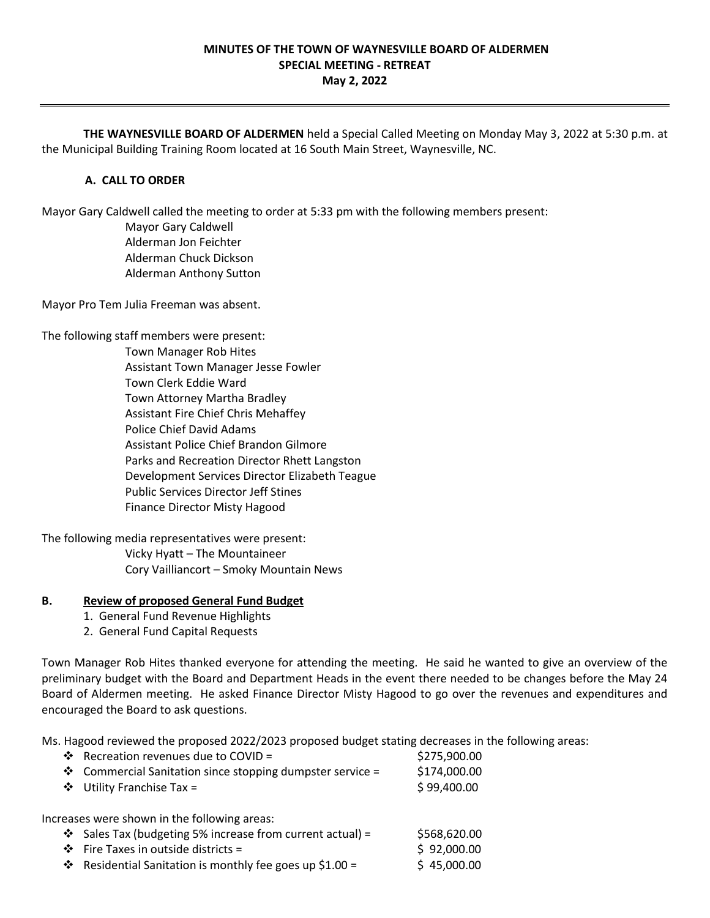**MINUTES OF THE TOWN OF WAYNESVILLE BOARD OF ALDERMEN**
**SPECIAL MEETING - RETREAT**
**May 2, 2022**

---

**THE WAYNESVILLE BOARD OF ALDERMEN** held a Special Called Meeting on Monday May 3, 2022 at 5:30 p.m. at the Municipal Building Training Room located at 16 South Main Street, Waynesville, NC.

**A. CALL TO ORDER**

Mayor Gary Caldwell called the meeting to order at 5:33 pm with the following members present:

Mayor Gary Caldwell
Alderman Jon Feichter
Alderman Chuck Dickson
Alderman Anthony Sutton

Mayor Pro Tem Julia Freeman was absent.

The following staff members were present:

Town Manager Rob Hites
Assistant Town Manager Jesse Fowler
Town Clerk Eddie Ward
Town Attorney Martha Bradley
Assistant Fire Chief Chris Mehaffey
Police Chief David Adams
Assistant Police Chief Brandon Gilmore
Parks and Recreation Director Rhett Langston
Development Services Director Elizabeth Teague
Public Services Director Jeff Stines
Finance Director Misty Hagood

The following media representatives were present:

Vicky Hyatt – The Mountaineer
Cory Vailliancort – Smoky Mountain News

**B. Review of proposed General Fund Budget**

1. General Fund Revenue Highlights
2. General Fund Capital Requests

Town Manager Rob Hites thanked everyone for attending the meeting. He said he wanted to give an overview of the preliminary budget with the Board and Department Heads in the event there needed to be changes before the May 24 Board of Aldermen meeting. He asked Finance Director Misty Hagood to go over the revenues and expenditures and encouraged the Board to ask questions.

Ms. Hagood reviewed the proposed 2022/2023 proposed budget stating decreases in the following areas:

- Recreation revenues due to COVID = $275,900.00
- Commercial Sanitation since stopping dumpster service = $174,000.00
- Utility Franchise Tax = $ 99,400.00

Increases were shown in the following areas:

- Sales Tax (budgeting 5% increase from current actual) = $568,620.00
- Fire Taxes in outside districts = $ 92,000.00
- Residential Sanitation is monthly fee goes up $1.00 = $ 45,000.00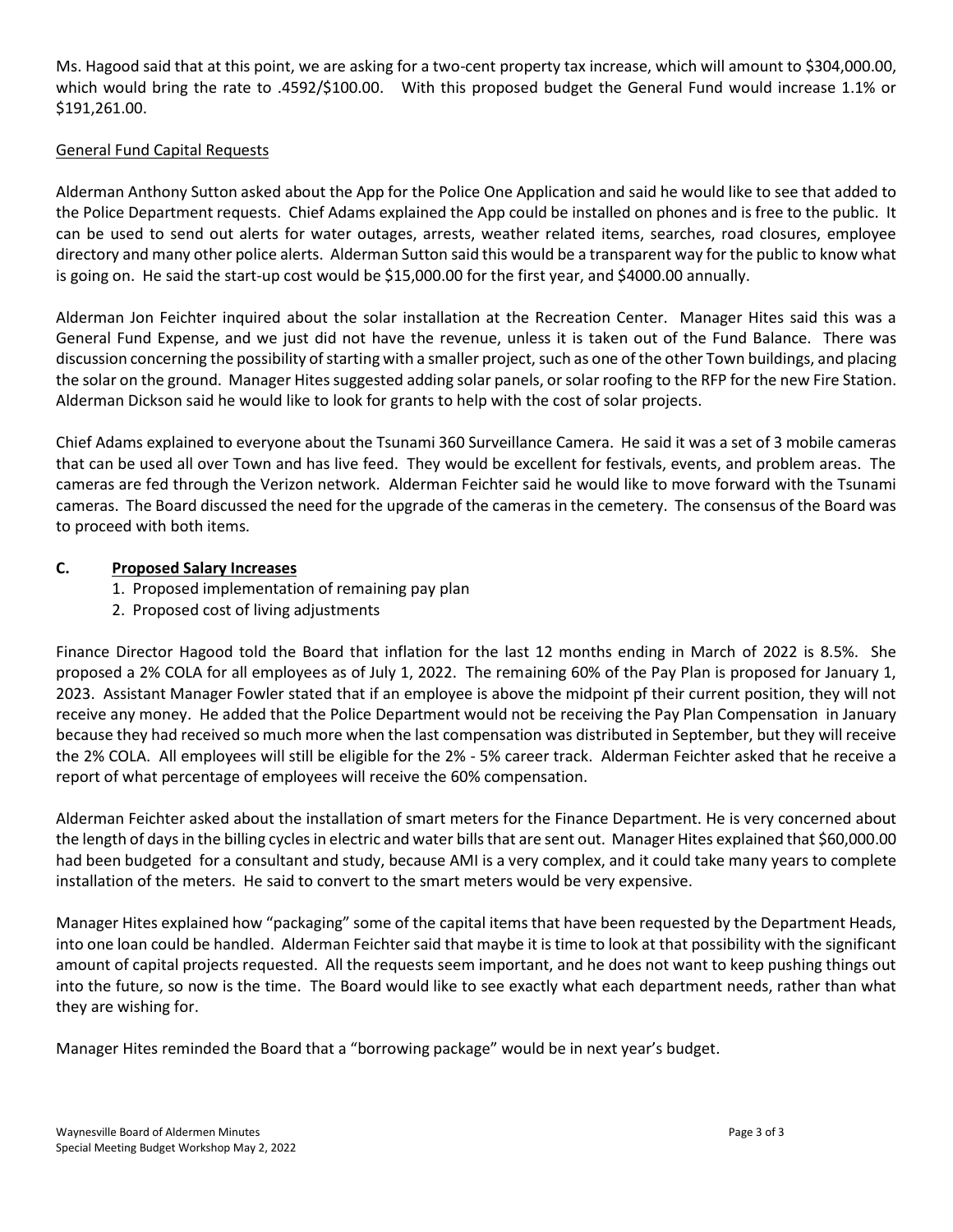Ms. Hagood said that at this point, we are asking for a two-cent property tax increase, which will amount to $304,000.00, which would bring the rate to .4592/$100.00. With this proposed budget the General Fund would increase 1.1% or $191,261.00.

General Fund Capital Requests

Alderman Anthony Sutton asked about the App for the Police One Application and said he would like to see that added to the Police Department requests. Chief Adams explained the App could be installed on phones and is free to the public. It can be used to send out alerts for water outages, arrests, weather related items, searches, road closures, employee directory and many other police alerts. Alderman Sutton said this would be a transparent way for the public to know what is going on. He said the start-up cost would be $15,000.00 for the first year, and $4000.00 annually.

Alderman Jon Feichter inquired about the solar installation at the Recreation Center. Manager Hites said this was a General Fund Expense, and we just did not have the revenue, unless it is taken out of the Fund Balance. There was discussion concerning the possibility of starting with a smaller project, such as one of the other Town buildings, and placing the solar on the ground. Manager Hites suggested adding solar panels, or solar roofing to the RFP for the new Fire Station. Alderman Dickson said he would like to look for grants to help with the cost of solar projects.

Chief Adams explained to everyone about the Tsunami 360 Surveillance Camera. He said it was a set of 3 mobile cameras that can be used all over Town and has live feed. They would be excellent for festivals, events, and problem areas. The cameras are fed through the Verizon network. Alderman Feichter said he would like to move forward with the Tsunami cameras. The Board discussed the need for the upgrade of the cameras in the cemetery. The consensus of the Board was to proceed with both items.

## C. Proposed Salary Increases

1. Proposed implementation of remaining pay plan
2. Proposed cost of living adjustments

Finance Director Hagood told the Board that inflation for the last 12 months ending in March of 2022 is 8.5%. She proposed a 2% COLA for all employees as of July 1, 2022. The remaining 60% of the Pay Plan is proposed for January 1, 2023. Assistant Manager Fowler stated that if an employee is above the midpoint pf their current position, they will not receive any money. He added that the Police Department would not be receiving the Pay Plan Compensation in January because they had received so much more when the last compensation was distributed in September, but they will receive the 2% COLA. All employees will still be eligible for the 2% - 5% career track. Alderman Feichter asked that he receive a report of what percentage of employees will receive the 60% compensation.

Alderman Feichter asked about the installation of smart meters for the Finance Department. He is very concerned about the length of days in the billing cycles in electric and water bills that are sent out. Manager Hites explained that $60,000.00 had been budgeted for a consultant and study, because AMI is a very complex, and it could take many years to complete installation of the meters. He said to convert to the smart meters would be very expensive.

Manager Hites explained how "packaging" some of the capital items that have been requested by the Department Heads, into one loan could be handled. Alderman Feichter said that maybe it is time to look at that possibility with the significant amount of capital projects requested. All the requests seem important, and he does not want to keep pushing things out into the future, so now is the time. The Board would like to see exactly what each department needs, rather than what they are wishing for.

Manager Hites reminded the Board that a "borrowing package" would be in next year's budget.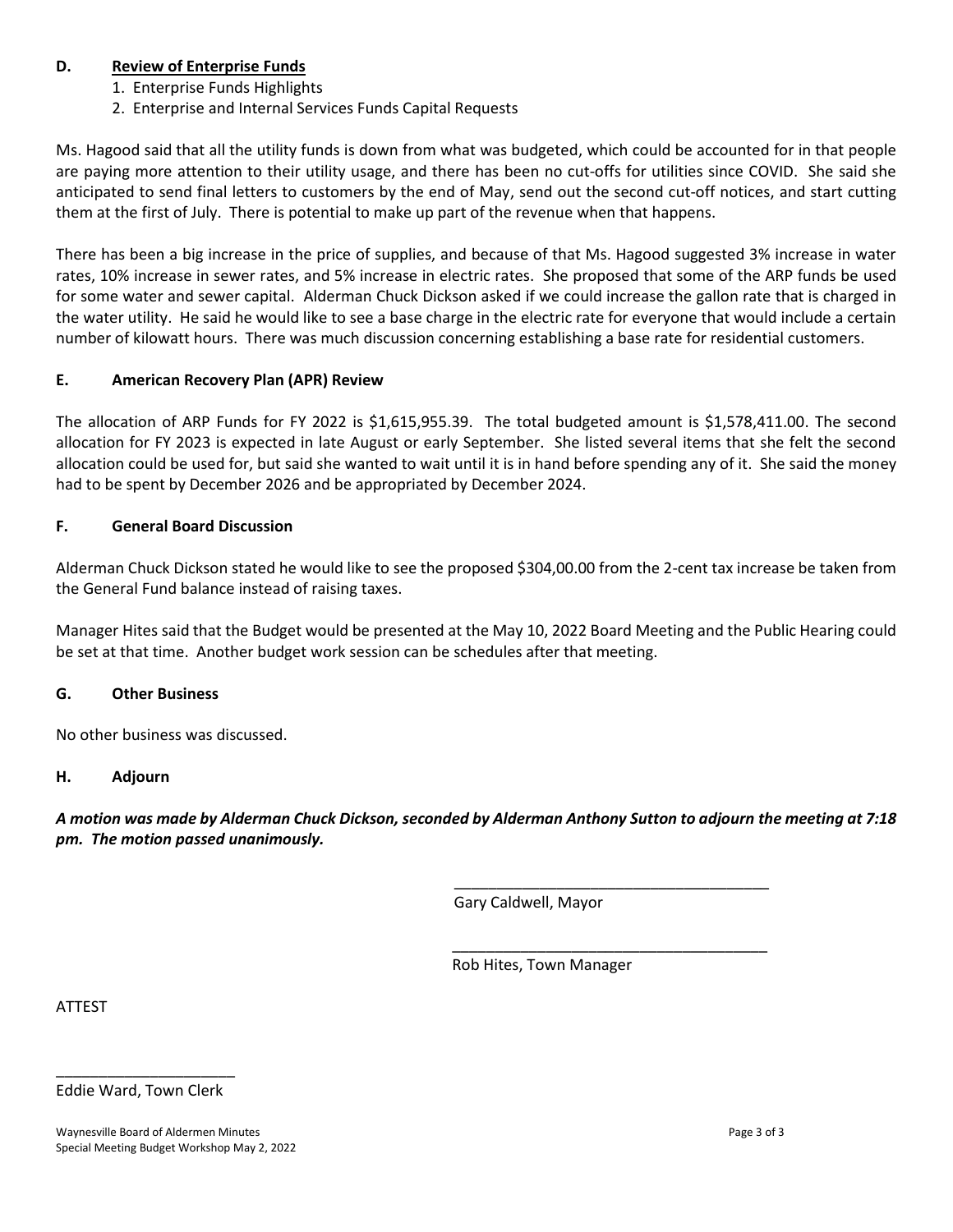### D. Review of Enterprise Funds

1. Enterprise Funds Highlights
2. Enterprise and Internal Services Funds Capital Requests

Ms. Hagood said that all the utility funds is down from what was budgeted, which could be accounted for in that people are paying more attention to their utility usage, and there has been no cut-offs for utilities since COVID. She said she anticipated to send final letters to customers by the end of May, send out the second cut-off notices, and start cutting them at the first of July. There is potential to make up part of the revenue when that happens.

There has been a big increase in the price of supplies, and because of that Ms. Hagood suggested 3% increase in water rates, 10% increase in sewer rates, and 5% increase in electric rates. She proposed that some of the ARP funds be used for some water and sewer capital. Alderman Chuck Dickson asked if we could increase the gallon rate that is charged in the water utility. He said he would like to see a base charge in the electric rate for everyone that would include a certain number of kilowatt hours. There was much discussion concerning establishing a base rate for residential customers.

### E. American Recovery Plan (APR) Review

The allocation of ARP Funds for FY 2022 is $1,615,955.39. The total budgeted amount is $1,578,411.00. The second allocation for FY 2023 is expected in late August or early September. She listed several items that she felt the second allocation could be used for, but said she wanted to wait until it is in hand before spending any of it. She said the money had to be spent by December 2026 and be appropriated by December 2024.

### F. General Board Discussion

Alderman Chuck Dickson stated he would like to see the proposed $304,00.00 from the 2-cent tax increase be taken from the General Fund balance instead of raising taxes.

Manager Hites said that the Budget would be presented at the May 10, 2022 Board Meeting and the Public Hearing could be set at that time. Another budget work session can be schedules after that meeting.

### G. Other Business

No other business was discussed.

### H. Adjourn

***A motion was made by Alderman Chuck Dickson, seconded by Alderman Anthony Sutton to adjourn the meeting at 7:18 pm. The motion passed unanimously.***

\_\_\_\_\_\_\_\_\_\_\_\_\_\_\_\_\_\_\_\_\_\_\_\_\_\_\_\_\_\_\_\_\_\_\_\_\_\_
Gary Caldwell, Mayor

\_\_\_\_\_\_\_\_\_\_\_\_\_\_\_\_\_\_\_\_\_\_\_\_\_\_\_\_\_\_\_\_\_\_\_\_\_\_
Rob Hites, Town Manager

ATTEST

\_\_\_\_\_\_\_\_\_\_\_\_\_\_\_\_\_\_\_\_\_\_
Eddie Ward, Town Clerk